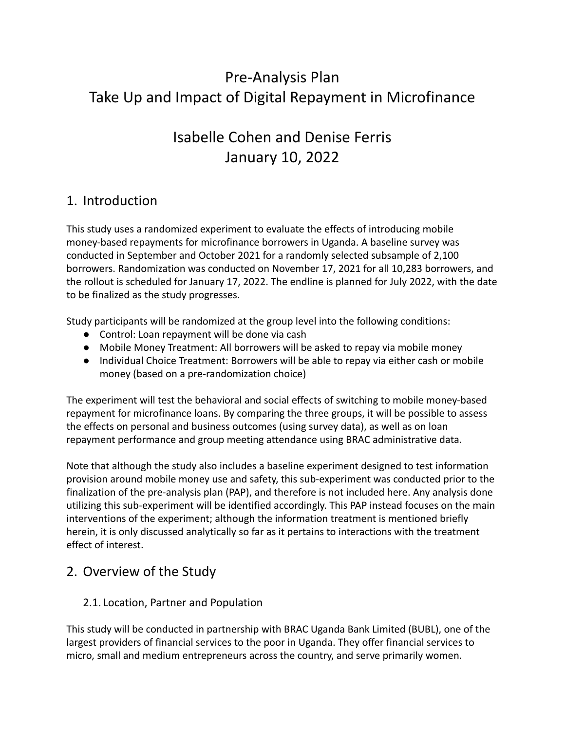# Pre-Analysis Plan
# Take Up and Impact of Digital Repayment in Microfinance

## Isabelle Cohen and Denise Ferris
## January 10, 2022

## 1. Introduction

This study uses a randomized experiment to evaluate the effects of introducing mobile money-based repayments for microfinance borrowers in Uganda. A baseline survey was conducted in September and October 2021 for a randomly selected subsample of 2,100 borrowers. Randomization was conducted on November 17, 2021 for all 10,283 borrowers, and the rollout is scheduled for January 17, 2022. The endline is planned for July 2022, with the date to be finalized as the study progresses.

Study participants will be randomized at the group level into the following conditions:

- Control: Loan repayment will be done via cash
- Mobile Money Treatment: All borrowers will be asked to repay via mobile money
- Individual Choice Treatment: Borrowers will be able to repay via either cash or mobile money (based on a pre-randomization choice)

The experiment will test the behavioral and social effects of switching to mobile money-based repayment for microfinance loans. By comparing the three groups, it will be possible to assess the effects on personal and business outcomes (using survey data), as well as on loan repayment performance and group meeting attendance using BRAC administrative data.

Note that although the study also includes a baseline experiment designed to test information provision around mobile money use and safety, this sub-experiment was conducted prior to the finalization of the pre-analysis plan (PAP), and therefore is not included here. Any analysis done utilizing this sub-experiment will be identified accordingly. This PAP instead focuses on the main interventions of the experiment; although the information treatment is mentioned briefly herein, it is only discussed analytically so far as it pertains to interactions with the treatment effect of interest.

## 2. Overview of the Study

### 2.1. Location, Partner and Population

This study will be conducted in partnership with BRAC Uganda Bank Limited (BUBL), one of the largest providers of financial services to the poor in Uganda. They offer financial services to micro, small and medium entrepreneurs across the country, and serve primarily women.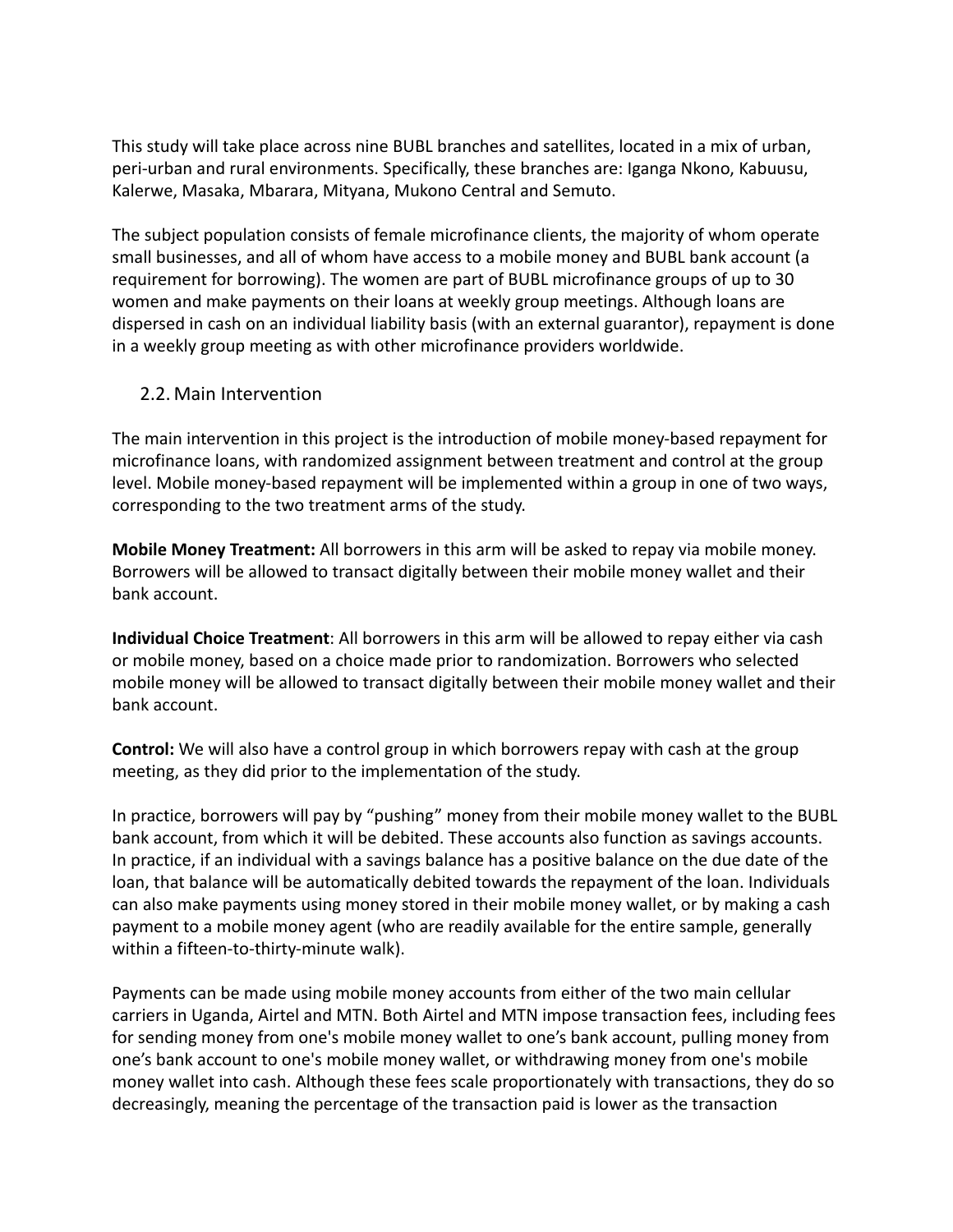This study will take place across nine BUBL branches and satellites, located in a mix of urban, peri-urban and rural environments. Specifically, these branches are: Iganga Nkono, Kabuusu, Kalerwe, Masaka, Mbarara, Mityana, Mukono Central and Semuto.

The subject population consists of female microfinance clients, the majority of whom operate small businesses, and all of whom have access to a mobile money and BUBL bank account (a requirement for borrowing). The women are part of BUBL microfinance groups of up to 30 women and make payments on their loans at weekly group meetings. Although loans are dispersed in cash on an individual liability basis (with an external guarantor), repayment is done in a weekly group meeting as with other microfinance providers worldwide.

## 2.2. Main Intervention

The main intervention in this project is the introduction of mobile money-based repayment for microfinance loans, with randomized assignment between treatment and control at the group level. Mobile money-based repayment will be implemented within a group in one of two ways, corresponding to the two treatment arms of the study.

**Mobile Money Treatment:** All borrowers in this arm will be asked to repay via mobile money. Borrowers will be allowed to transact digitally between their mobile money wallet and their bank account.

**Individual Choice Treatment**: All borrowers in this arm will be allowed to repay either via cash or mobile money, based on a choice made prior to randomization. Borrowers who selected mobile money will be allowed to transact digitally between their mobile money wallet and their bank account.

**Control:** We will also have a control group in which borrowers repay with cash at the group meeting, as they did prior to the implementation of the study.

In practice, borrowers will pay by "pushing" money from their mobile money wallet to the BUBL bank account, from which it will be debited. These accounts also function as savings accounts. In practice, if an individual with a savings balance has a positive balance on the due date of the loan, that balance will be automatically debited towards the repayment of the loan. Individuals can also make payments using money stored in their mobile money wallet, or by making a cash payment to a mobile money agent (who are readily available for the entire sample, generally within a fifteen-to-thirty-minute walk).

Payments can be made using mobile money accounts from either of the two main cellular carriers in Uganda, Airtel and MTN. Both Airtel and MTN impose transaction fees, including fees for sending money from one's mobile money wallet to one's bank account, pulling money from one's bank account to one's mobile money wallet, or withdrawing money from one's mobile money wallet into cash. Although these fees scale proportionately with transactions, they do so decreasingly, meaning the percentage of the transaction paid is lower as the transaction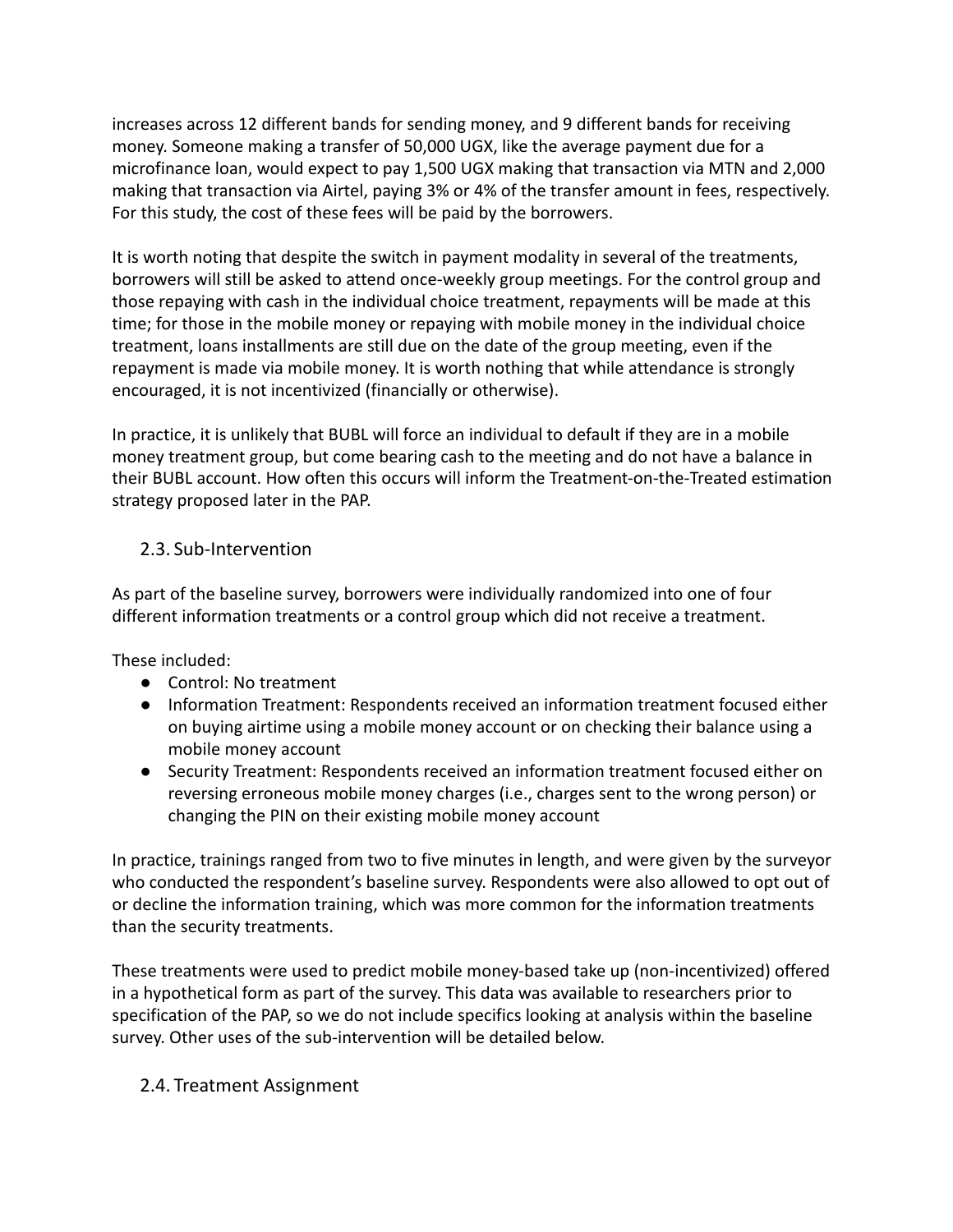increases across 12 different bands for sending money, and 9 different bands for receiving money. Someone making a transfer of 50,000 UGX, like the average payment due for a microfinance loan, would expect to pay 1,500 UGX making that transaction via MTN and 2,000 making that transaction via Airtel, paying 3% or 4% of the transfer amount in fees, respectively. For this study, the cost of these fees will be paid by the borrowers.

It is worth noting that despite the switch in payment modality in several of the treatments, borrowers will still be asked to attend once-weekly group meetings. For the control group and those repaying with cash in the individual choice treatment, repayments will be made at this time; for those in the mobile money or repaying with mobile money in the individual choice treatment, loans installments are still due on the date of the group meeting, even if the repayment is made via mobile money. It is worth nothing that while attendance is strongly encouraged, it is not incentivized (financially or otherwise).

In practice, it is unlikely that BUBL will force an individual to default if they are in a mobile money treatment group, but come bearing cash to the meeting and do not have a balance in their BUBL account. How often this occurs will inform the Treatment-on-the-Treated estimation strategy proposed later in the PAP.

## 2.3. Sub-Intervention

As part of the baseline survey, borrowers were individually randomized into one of four different information treatments or a control group which did not receive a treatment.

These included:

- Control: No treatment
- Information Treatment: Respondents received an information treatment focused either on buying airtime using a mobile money account or on checking their balance using a mobile money account
- Security Treatment: Respondents received an information treatment focused either on reversing erroneous mobile money charges (i.e., charges sent to the wrong person) or changing the PIN on their existing mobile money account

In practice, trainings ranged from two to five minutes in length, and were given by the surveyor who conducted the respondent's baseline survey. Respondents were also allowed to opt out of or decline the information training, which was more common for the information treatments than the security treatments.

These treatments were used to predict mobile money-based take up (non-incentivized) offered in a hypothetical form as part of the survey. This data was available to researchers prior to specification of the PAP, so we do not include specifics looking at analysis within the baseline survey. Other uses of the sub-intervention will be detailed below.

## 2.4. Treatment Assignment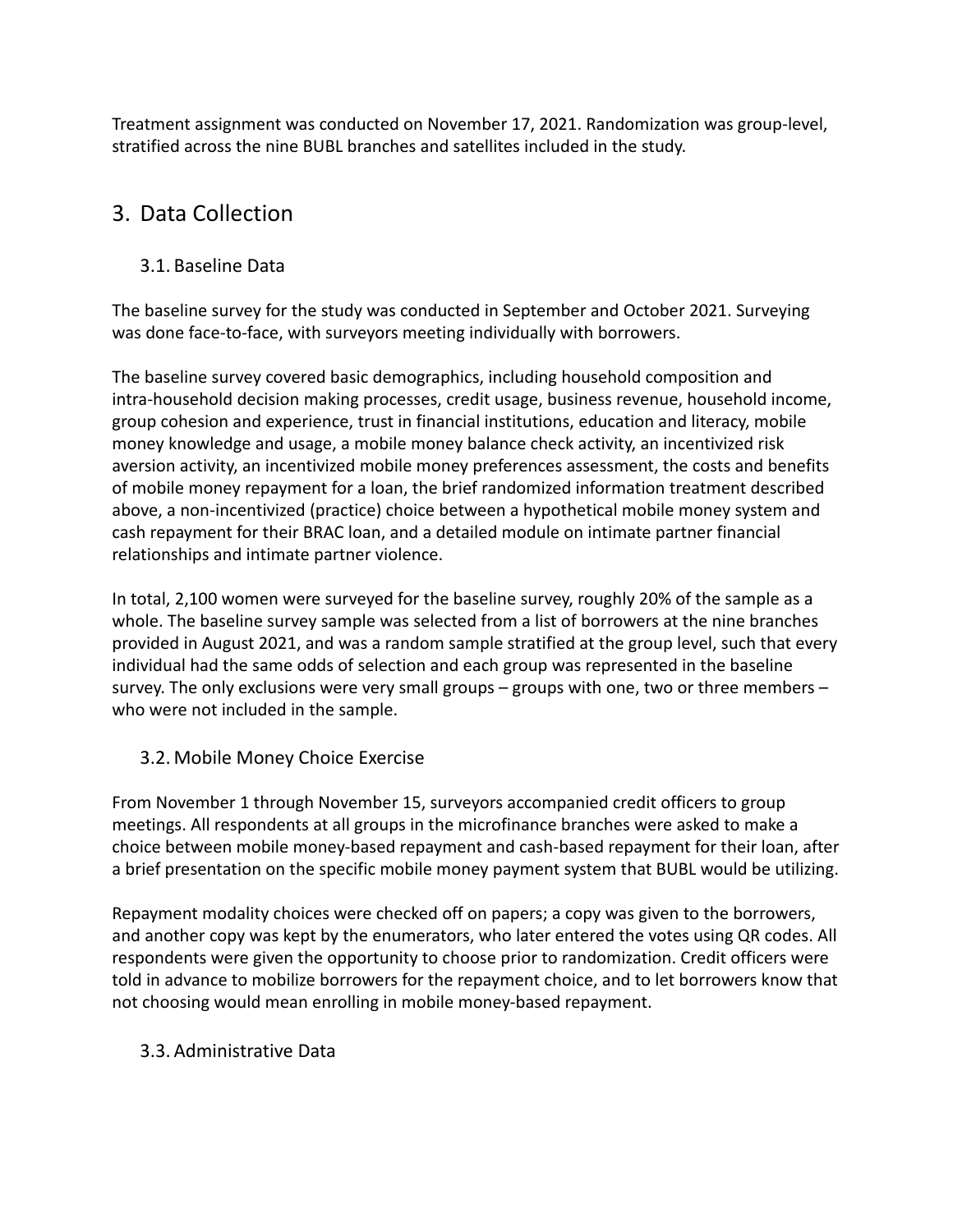Treatment assignment was conducted on November 17, 2021. Randomization was group-level, stratified across the nine BUBL branches and satellites included in the study.

## 3. Data Collection

### 3.1. Baseline Data

The baseline survey for the study was conducted in September and October 2021. Surveying was done face-to-face, with surveyors meeting individually with borrowers.

The baseline survey covered basic demographics, including household composition and intra-household decision making processes, credit usage, business revenue, household income, group cohesion and experience, trust in financial institutions, education and literacy, mobile money knowledge and usage, a mobile money balance check activity, an incentivized risk aversion activity, an incentivized mobile money preferences assessment, the costs and benefits of mobile money repayment for a loan, the brief randomized information treatment described above, a non-incentivized (practice) choice between a hypothetical mobile money system and cash repayment for their BRAC loan, and a detailed module on intimate partner financial relationships and intimate partner violence.

In total, 2,100 women were surveyed for the baseline survey, roughly 20% of the sample as a whole. The baseline survey sample was selected from a list of borrowers at the nine branches provided in August 2021, and was a random sample stratified at the group level, such that every individual had the same odds of selection and each group was represented in the baseline survey. The only exclusions were very small groups – groups with one, two or three members – who were not included in the sample.

### 3.2. Mobile Money Choice Exercise

From November 1 through November 15, surveyors accompanied credit officers to group meetings. All respondents at all groups in the microfinance branches were asked to make a choice between mobile money-based repayment and cash-based repayment for their loan, after a brief presentation on the specific mobile money payment system that BUBL would be utilizing.

Repayment modality choices were checked off on papers; a copy was given to the borrowers, and another copy was kept by the enumerators, who later entered the votes using QR codes. All respondents were given the opportunity to choose prior to randomization. Credit officers were told in advance to mobilize borrowers for the repayment choice, and to let borrowers know that not choosing would mean enrolling in mobile money-based repayment.

### 3.3. Administrative Data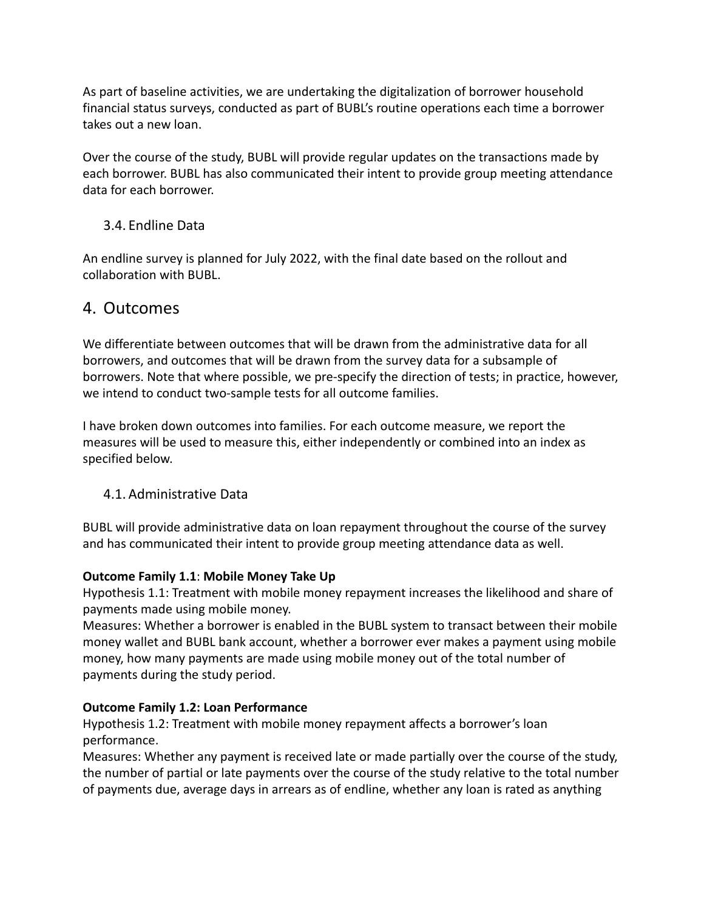As part of baseline activities, we are undertaking the digitalization of borrower household financial status surveys, conducted as part of BUBL's routine operations each time a borrower takes out a new loan.

Over the course of the study, BUBL will provide regular updates on the transactions made by each borrower. BUBL has also communicated their intent to provide group meeting attendance data for each borrower.

### 3.4. Endline Data

An endline survey is planned for July 2022, with the final date based on the rollout and collaboration with BUBL.

## 4. Outcomes

We differentiate between outcomes that will be drawn from the administrative data for all borrowers, and outcomes that will be drawn from the survey data for a subsample of borrowers. Note that where possible, we pre-specify the direction of tests; in practice, however, we intend to conduct two-sample tests for all outcome families.

I have broken down outcomes into families. For each outcome measure, we report the measures will be used to measure this, either independently or combined into an index as specified below.

### 4.1. Administrative Data

BUBL will provide administrative data on loan repayment throughout the course of the survey and has communicated their intent to provide group meeting attendance data as well.

**Outcome Family 1.1**: **Mobile Money Take Up**
Hypothesis 1.1: Treatment with mobile money repayment increases the likelihood and share of payments made using mobile money.
Measures: Whether a borrower is enabled in the BUBL system to transact between their mobile money wallet and BUBL bank account, whether a borrower ever makes a payment using mobile money, how many payments are made using mobile money out of the total number of payments during the study period.

**Outcome Family 1.2: Loan Performance**
Hypothesis 1.2: Treatment with mobile money repayment affects a borrower's loan performance.
Measures: Whether any payment is received late or made partially over the course of the study, the number of partial or late payments over the course of the study relative to the total number of payments due, average days in arrears as of endline, whether any loan is rated as anything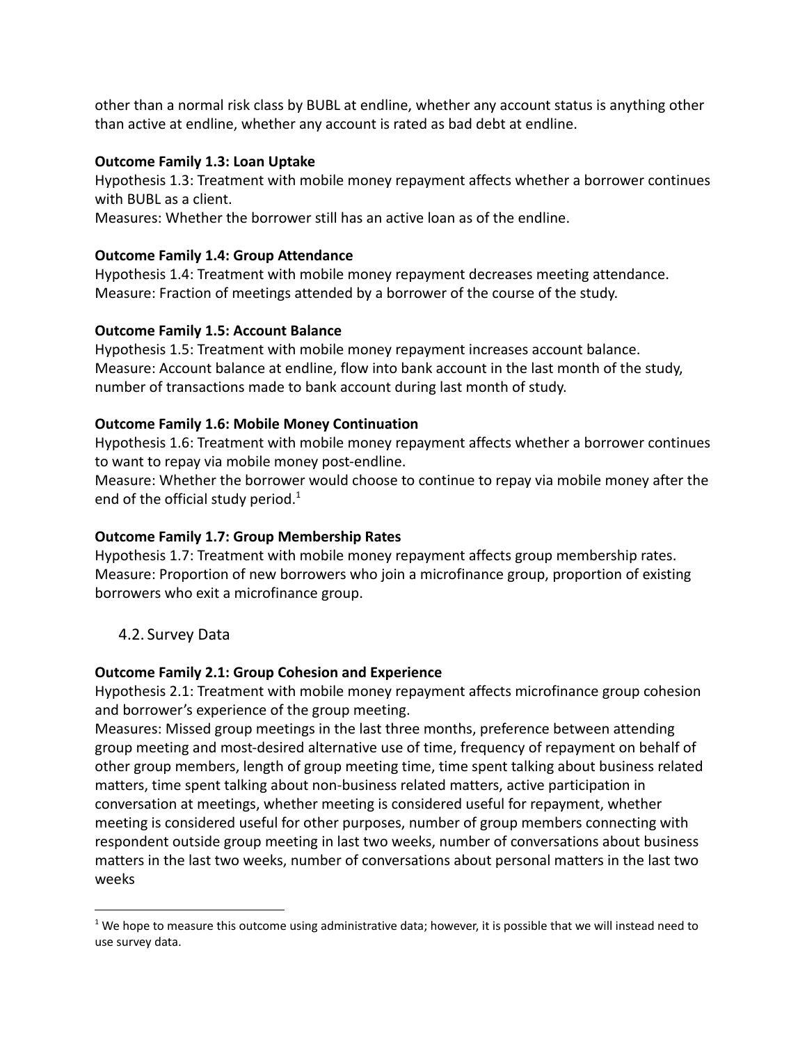other than a normal risk class by BUBL at endline, whether any account status is anything other than active at endline, whether any account is rated as bad debt at endline.

**Outcome Family 1.3: Loan Uptake**

Hypothesis 1.3: Treatment with mobile money repayment affects whether a borrower continues with BUBL as a client.

Measures: Whether the borrower still has an active loan as of the endline.

**Outcome Family 1.4: Group Attendance**

Hypothesis 1.4: Treatment with mobile money repayment decreases meeting attendance.

Measure: Fraction of meetings attended by a borrower of the course of the study.

**Outcome Family 1.5: Account Balance**

Hypothesis 1.5: Treatment with mobile money repayment increases account balance.

Measure: Account balance at endline, flow into bank account in the last month of the study, number of transactions made to bank account during last month of study.

**Outcome Family 1.6: Mobile Money Continuation**

Hypothesis 1.6: Treatment with mobile money repayment affects whether a borrower continues to want to repay via mobile money post-endline.

Measure: Whether the borrower would choose to continue to repay via mobile money after the end of the official study period.[1]

**Outcome Family 1.7: Group Membership Rates**

Hypothesis 1.7: Treatment with mobile money repayment affects group membership rates.

Measure: Proportion of new borrowers who join a microfinance group, proportion of existing borrowers who exit a microfinance group.

## 4.2. Survey Data

**Outcome Family 2.1: Group Cohesion and Experience**

Hypothesis 2.1: Treatment with mobile money repayment affects microfinance group cohesion and borrower's experience of the group meeting.

Measures: Missed group meetings in the last three months, preference between attending group meeting and most-desired alternative use of time, frequency of repayment on behalf of other group members, length of group meeting time, time spent talking about business related matters, time spent talking about non-business related matters, active participation in conversation at meetings, whether meeting is considered useful for repayment, whether meeting is considered useful for other purposes, number of group members connecting with respondent outside group meeting in last two weeks, number of conversations about business matters in the last two weeks, number of conversations about personal matters in the last two weeks

[1] We hope to measure this outcome using administrative data; however, it is possible that we will instead need to use survey data.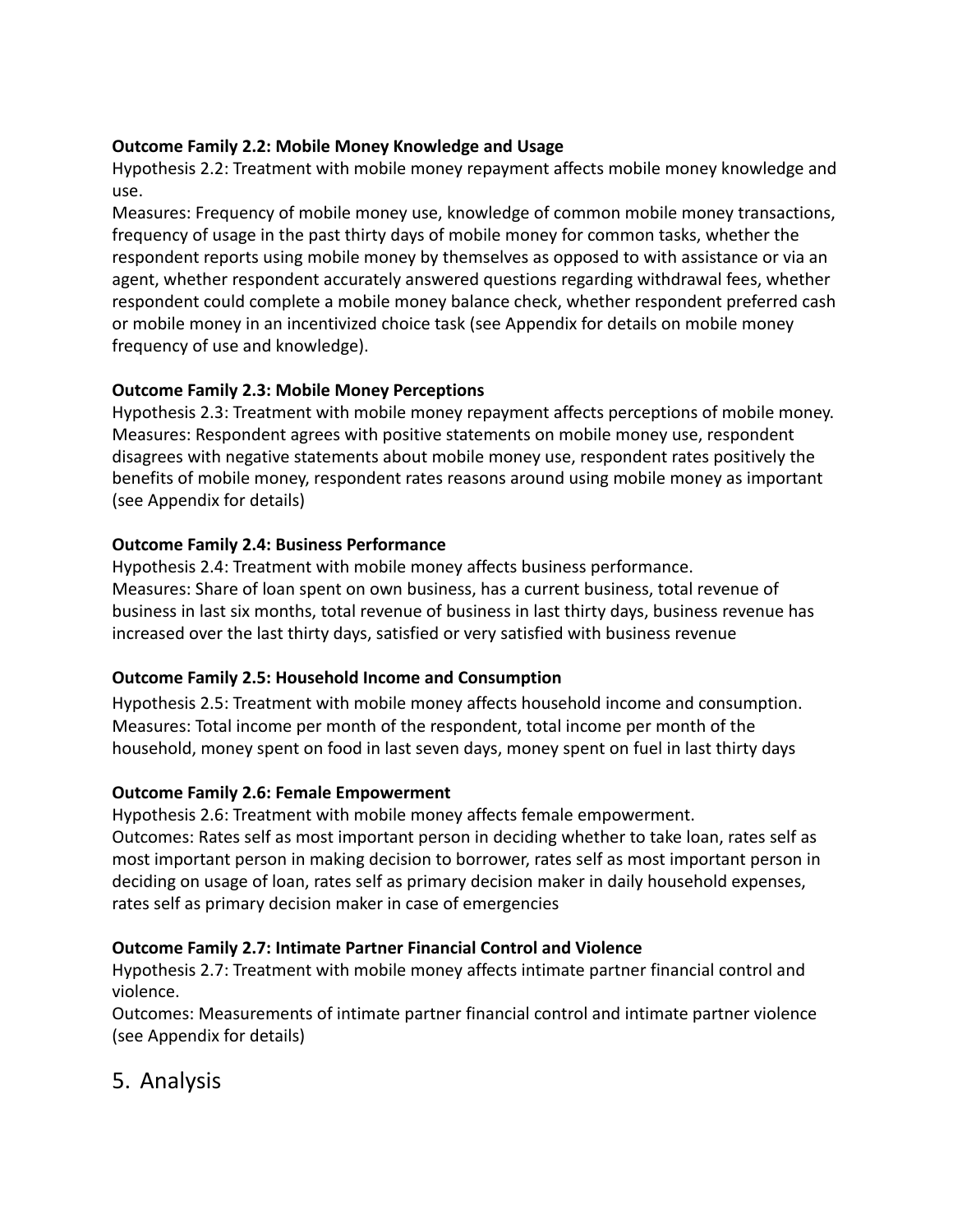**Outcome Family 2.2: Mobile Money Knowledge and Usage**

Hypothesis 2.2: Treatment with mobile money repayment affects mobile money knowledge and use.

Measures: Frequency of mobile money use, knowledge of common mobile money transactions, frequency of usage in the past thirty days of mobile money for common tasks, whether the respondent reports using mobile money by themselves as opposed to with assistance or via an agent, whether respondent accurately answered questions regarding withdrawal fees, whether respondent could complete a mobile money balance check, whether respondent preferred cash or mobile money in an incentivized choice task (see Appendix for details on mobile money frequency of use and knowledge).

**Outcome Family 2.3: Mobile Money Perceptions**

Hypothesis 2.3: Treatment with mobile money repayment affects perceptions of mobile money.
Measures: Respondent agrees with positive statements on mobile money use, respondent disagrees with negative statements about mobile money use, respondent rates positively the benefits of mobile money, respondent rates reasons around using mobile money as important (see Appendix for details)

**Outcome Family 2.4: Business Performance**

Hypothesis 2.4: Treatment with mobile money affects business performance.
Measures: Share of loan spent on own business, has a current business, total revenue of business in last six months, total revenue of business in last thirty days, business revenue has increased over the last thirty days, satisfied or very satisfied with business revenue

**Outcome Family 2.5: Household Income and Consumption**

Hypothesis 2.5: Treatment with mobile money affects household income and consumption.
Measures: Total income per month of the respondent, total income per month of the household, money spent on food in last seven days, money spent on fuel in last thirty days

**Outcome Family 2.6: Female Empowerment**

Hypothesis 2.6: Treatment with mobile money affects female empowerment.
Outcomes: Rates self as most important person in deciding whether to take loan, rates self as most important person in making decision to borrower, rates self as most important person in deciding on usage of loan, rates self as primary decision maker in daily household expenses, rates self as primary decision maker in case of emergencies

**Outcome Family 2.7: Intimate Partner Financial Control and Violence**

Hypothesis 2.7: Treatment with mobile money affects intimate partner financial control and violence.

Outcomes: Measurements of intimate partner financial control and intimate partner violence (see Appendix for details)

## 5. Analysis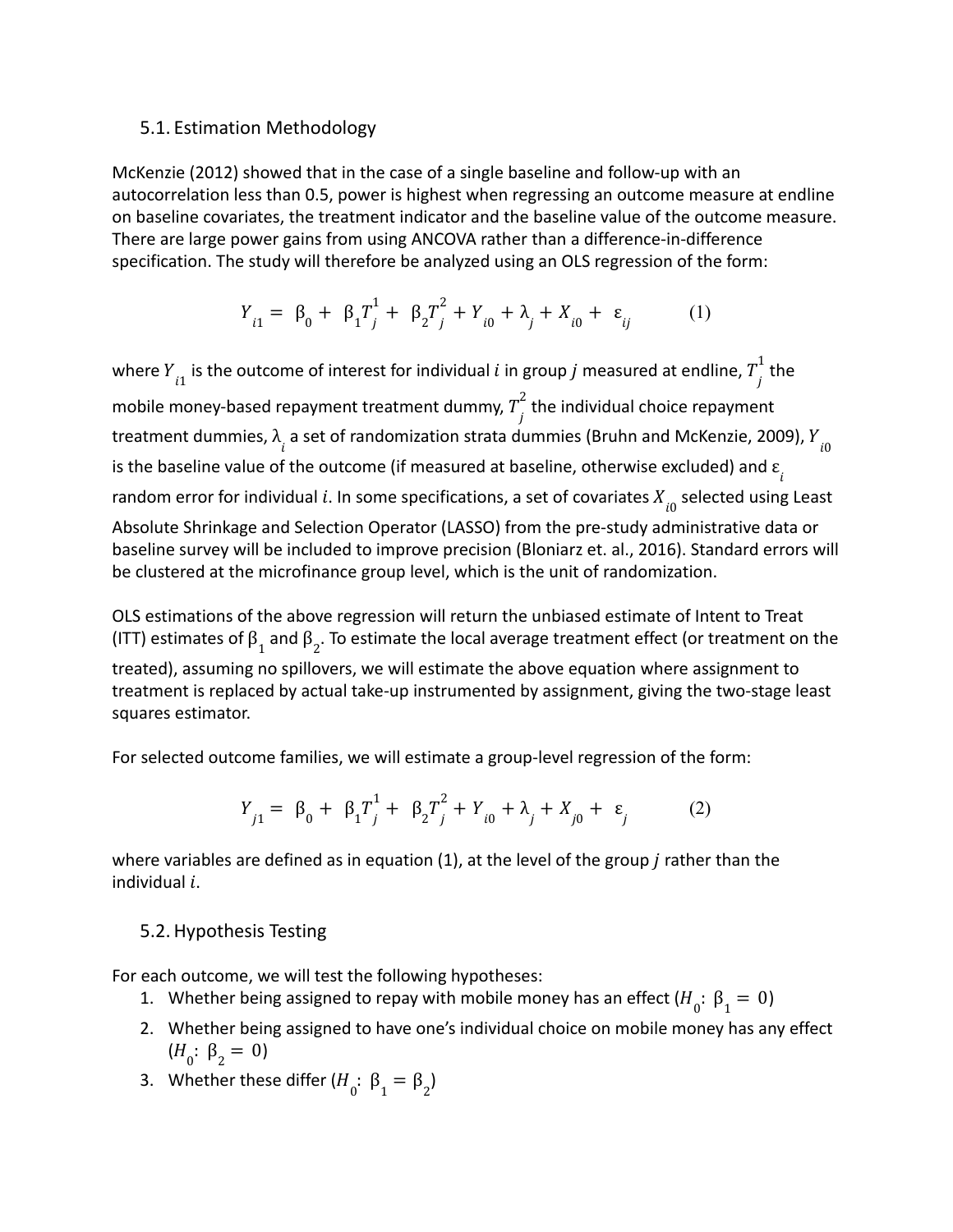## 5.1. Estimation Methodology

McKenzie (2012) showed that in the case of a single baseline and follow-up with an autocorrelation less than 0.5, power is highest when regressing an outcome measure at endline on baseline covariates, the treatment indicator and the baseline value of the outcome measure. There are large power gains from using ANCOVA rather than a difference-in-difference specification. The study will therefore be analyzed using an OLS regression of the form:

$$Y_{i1} = \beta_0 + \beta_1 T_j^1 + \beta_2 T_j^2 + Y_{i0} + \lambda_j + X_{i0} + \varepsilon_{ij} \qquad (1)$$

where $Y_{i1}$ is the outcome of interest for individual $i$ in group $j$ measured at endline, $T_j^1$ the mobile money-based repayment treatment dummy, $T_j^2$ the individual choice repayment treatment dummies, $\lambda_i$ a set of randomization strata dummies (Bruhn and McKenzie, 2009), $Y_{i0}$ is the baseline value of the outcome (if measured at baseline, otherwise excluded) and $\varepsilon_i$ random error for individual $i$. In some specifications, a set of covariates $X_{i0}$ selected using Least Absolute Shrinkage and Selection Operator (LASSO) from the pre-study administrative data or baseline survey will be included to improve precision (Bloniarz et. al., 2016). Standard errors will be clustered at the microfinance group level, which is the unit of randomization.

OLS estimations of the above regression will return the unbiased estimate of Intent to Treat (ITT) estimates of $\beta_1$ and $\beta_2$. To estimate the local average treatment effect (or treatment on the treated), assuming no spillovers, we will estimate the above equation where assignment to treatment is replaced by actual take-up instrumented by assignment, giving the two-stage least squares estimator.

For selected outcome families, we will estimate a group-level regression of the form:

$$Y_{j1} = \beta_0 + \beta_1 T_j^1 + \beta_2 T_j^2 + Y_{i0} + \lambda_j + X_{j0} + \varepsilon_j \qquad (2)$$

where variables are defined as in equation (1), at the level of the group $j$ rather than the individual $i$.

## 5.2. Hypothesis Testing

For each outcome, we will test the following hypotheses:

1. Whether being assigned to repay with mobile money has an effect ($H_0$: $\beta_1 = 0$)
2. Whether being assigned to have one's individual choice on mobile money has any effect ($H_0$: $\beta_2 = 0$)
3. Whether these differ ($H_0$: $\beta_1 = \beta_2$)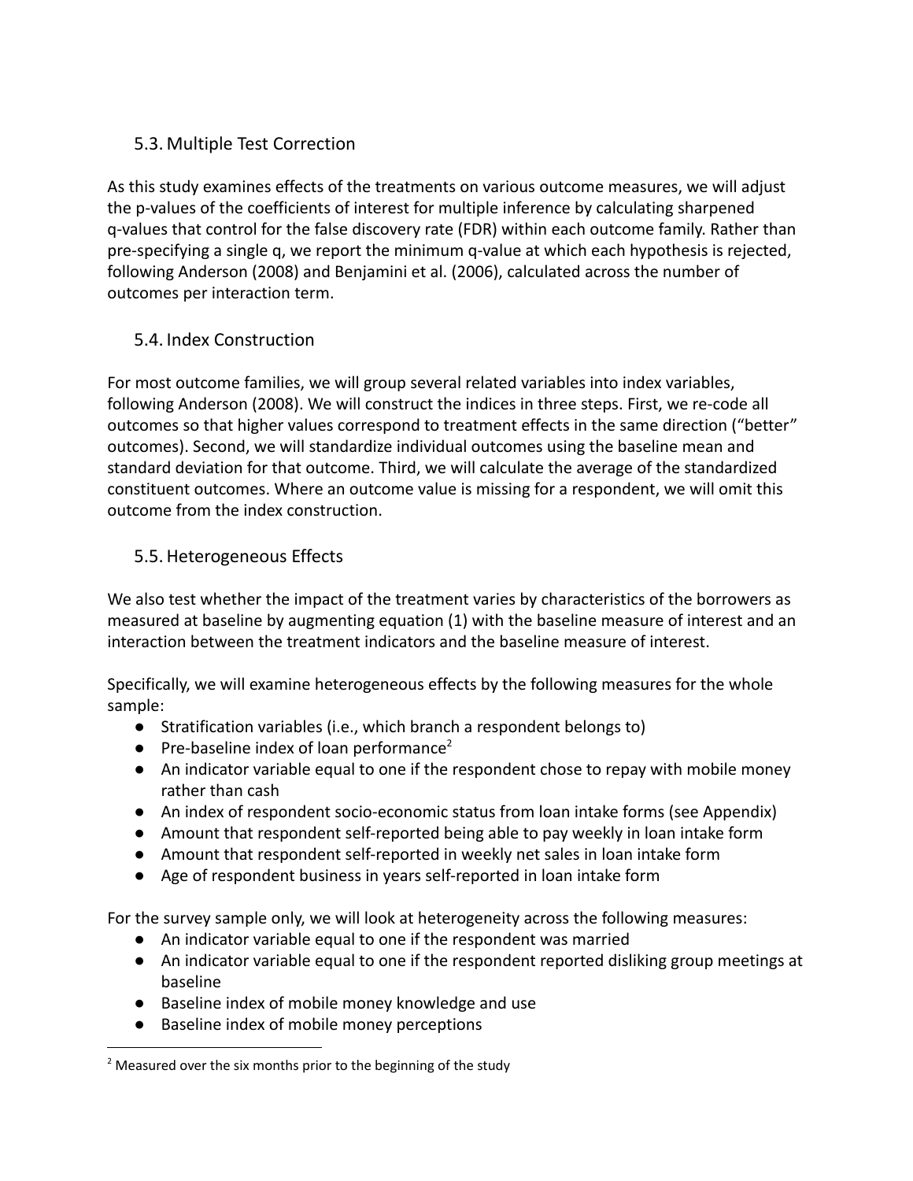### 5.3. Multiple Test Correction

As this study examines effects of the treatments on various outcome measures, we will adjust the p-values of the coefficients of interest for multiple inference by calculating sharpened q-values that control for the false discovery rate (FDR) within each outcome family. Rather than pre-specifying a single q, we report the minimum q-value at which each hypothesis is rejected, following Anderson (2008) and Benjamini et al. (2006), calculated across the number of outcomes per interaction term.

### 5.4. Index Construction

For most outcome families, we will group several related variables into index variables, following Anderson (2008). We will construct the indices in three steps. First, we re-code all outcomes so that higher values correspond to treatment effects in the same direction ("better" outcomes). Second, we will standardize individual outcomes using the baseline mean and standard deviation for that outcome. Third, we will calculate the average of the standardized constituent outcomes. Where an outcome value is missing for a respondent, we will omit this outcome from the index construction.

### 5.5. Heterogeneous Effects

We also test whether the impact of the treatment varies by characteristics of the borrowers as measured at baseline by augmenting equation (1) with the baseline measure of interest and an interaction between the treatment indicators and the baseline measure of interest.

Specifically, we will examine heterogeneous effects by the following measures for the whole sample:

- Stratification variables (i.e., which branch a respondent belongs to)
- Pre-baseline index of loan performance[2]
- An indicator variable equal to one if the respondent chose to repay with mobile money rather than cash
- An index of respondent socio-economic status from loan intake forms (see Appendix)
- Amount that respondent self-reported being able to pay weekly in loan intake form
- Amount that respondent self-reported in weekly net sales in loan intake form
- Age of respondent business in years self-reported in loan intake form

For the survey sample only, we will look at heterogeneity across the following measures:

- An indicator variable equal to one if the respondent was married
- An indicator variable equal to one if the respondent reported disliking group meetings at baseline
- Baseline index of mobile money knowledge and use
- Baseline index of mobile money perceptions

[2] Measured over the six months prior to the beginning of the study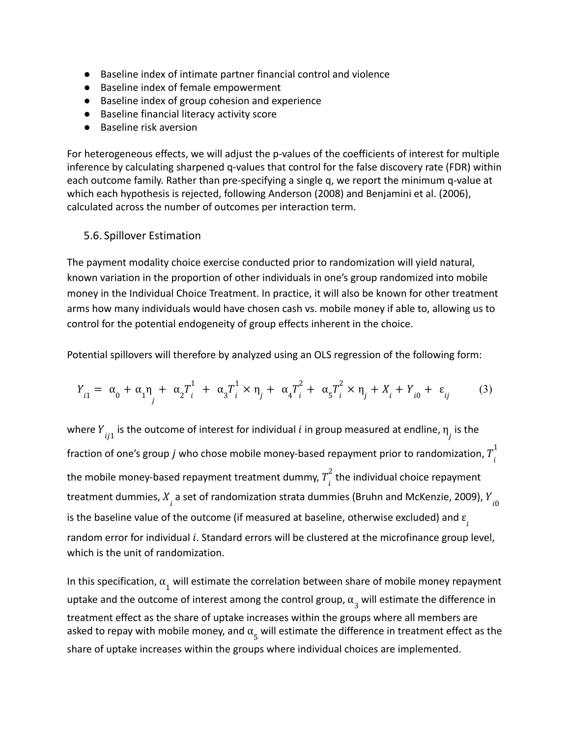- Baseline index of intimate partner financial control and violence
- Baseline index of female empowerment
- Baseline index of group cohesion and experience
- Baseline financial literacy activity score
- Baseline risk aversion

For heterogeneous effects, we will adjust the p-values of the coefficients of interest for multiple inference by calculating sharpened q-values that control for the false discovery rate (FDR) within each outcome family. Rather than pre-specifying a single q, we report the minimum q-value at which each hypothesis is rejected, following Anderson (2008) and Benjamini et al. (2006), calculated across the number of outcomes per interaction term.

### 5.6. Spillover Estimation

The payment modality choice exercise conducted prior to randomization will yield natural, known variation in the proportion of other individuals in one's group randomized into mobile money in the Individual Choice Treatment. In practice, it will also be known for other treatment arms how many individuals would have chosen cash vs. mobile money if able to, allowing us to control for the potential endogeneity of group effects inherent in the choice.

Potential spillovers will therefore by analyzed using an OLS regression of the following form:

$$Y_{i1} = \alpha_0 + \alpha_1 \eta_j + \alpha_2 T_i^1 + \alpha_3 T_i^1 \times \eta_j + \alpha_4 T_i^2 + \alpha_5 T_i^2 \times \eta_j + X_i + Y_{i0} + \varepsilon_{ij} \qquad (3)$$

where $Y_{ij1}$ is the outcome of interest for individual $i$ in group measured at endline, $\eta_j$ is the fraction of one's group $j$ who chose mobile money-based repayment prior to randomization, $T_i^1$ the mobile money-based repayment treatment dummy, $T_i^2$ the individual choice repayment treatment dummies, $X_i$ a set of randomization strata dummies (Bruhn and McKenzie, 2009), $Y_{i0}$ is the baseline value of the outcome (if measured at baseline, otherwise excluded) and $\varepsilon_i$ random error for individual $i$. Standard errors will be clustered at the microfinance group level, which is the unit of randomization.

In this specification, $\alpha_1$ will estimate the correlation between share of mobile money repayment uptake and the outcome of interest among the control group, $\alpha_3$ will estimate the difference in treatment effect as the share of uptake increases within the groups where all members are asked to repay with mobile money, and $\alpha_5$ will estimate the difference in treatment effect as the share of uptake increases within the groups where individual choices are implemented.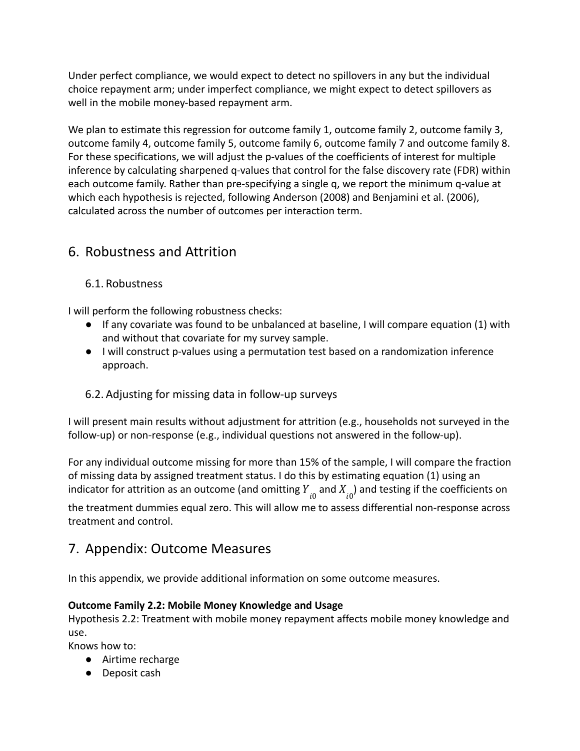Under perfect compliance, we would expect to detect no spillovers in any but the individual choice repayment arm; under imperfect compliance, we might expect to detect spillovers as well in the mobile money-based repayment arm.

We plan to estimate this regression for outcome family 1, outcome family 2, outcome family 3, outcome family 4, outcome family 5, outcome family 6, outcome family 7 and outcome family 8. For these specifications, we will adjust the p-values of the coefficients of interest for multiple inference by calculating sharpened q-values that control for the false discovery rate (FDR) within each outcome family. Rather than pre-specifying a single q, we report the minimum q-value at which each hypothesis is rejected, following Anderson (2008) and Benjamini et al. (2006), calculated across the number of outcomes per interaction term.

# 6. Robustness and Attrition

## 6.1. Robustness

I will perform the following robustness checks:

- If any covariate was found to be unbalanced at baseline, I will compare equation (1) with and without that covariate for my survey sample.
- I will construct p-values using a permutation test based on a randomization inference approach.

## 6.2. Adjusting for missing data in follow-up surveys

I will present main results without adjustment for attrition (e.g., households not surveyed in the follow-up) or non-response (e.g., individual questions not answered in the follow-up).

For any individual outcome missing for more than 15% of the sample, I will compare the fraction of missing data by assigned treatment status. I do this by estimating equation (1) using an indicator for attrition as an outcome (and omitting $Y_{i0}$ and $X_{i0}$) and testing if the coefficients on the treatment dummies equal zero. This will allow me to assess differential non-response across treatment and control.

# 7. Appendix: Outcome Measures

In this appendix, we provide additional information on some outcome measures.

**Outcome Family 2.2: Mobile Money Knowledge and Usage**

Hypothesis 2.2: Treatment with mobile money repayment affects mobile money knowledge and use.

Knows how to:

- Airtime recharge
- Deposit cash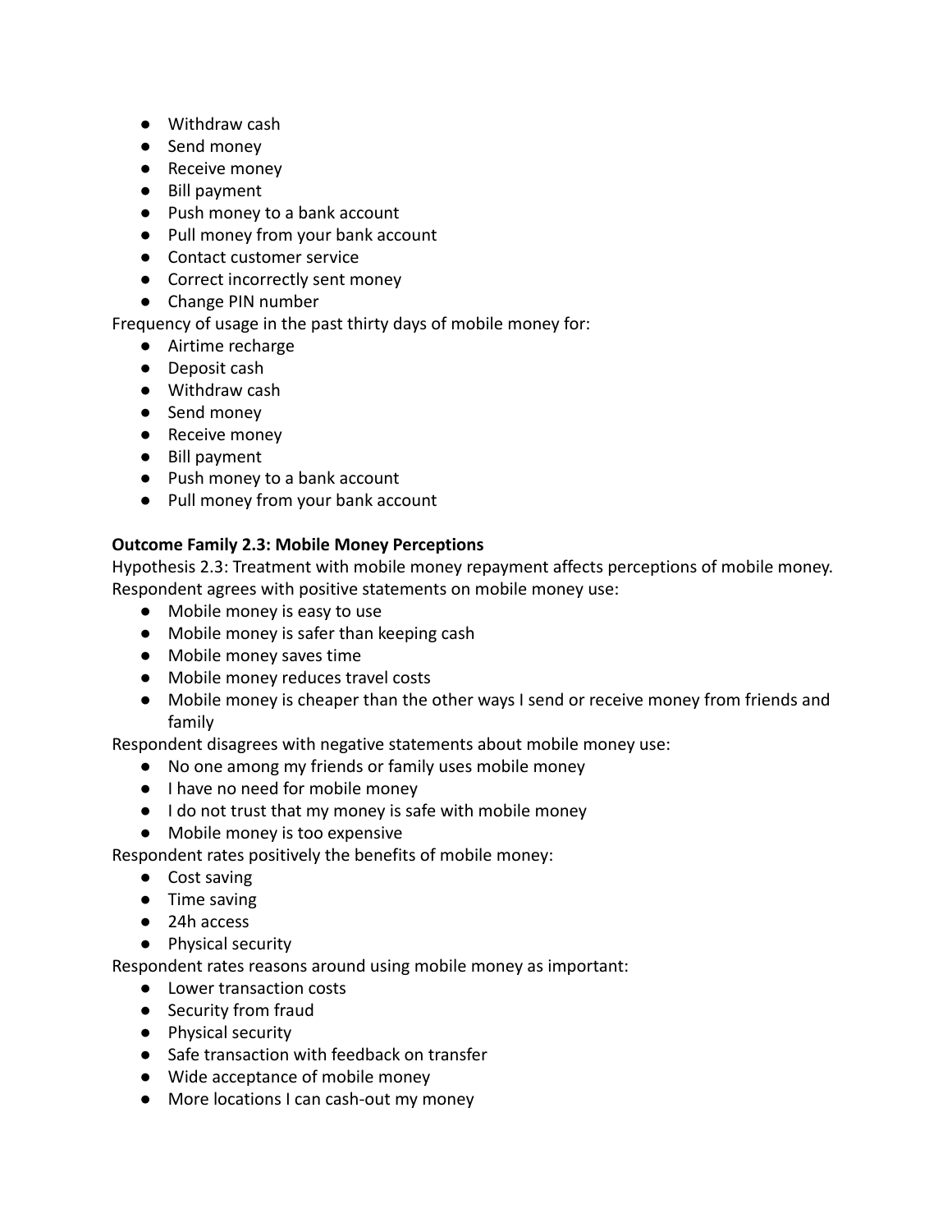- Withdraw cash
- Send money
- Receive money
- Bill payment
- Push money to a bank account
- Pull money from your bank account
- Contact customer service
- Correct incorrectly sent money
- Change PIN number

Frequency of usage in the past thirty days of mobile money for:

- Airtime recharge
- Deposit cash
- Withdraw cash
- Send money
- Receive money
- Bill payment
- Push money to a bank account
- Pull money from your bank account

**Outcome Family 2.3: Mobile Money Perceptions**

Hypothesis 2.3: Treatment with mobile money repayment affects perceptions of mobile money.

Respondent agrees with positive statements on mobile money use:

- Mobile money is easy to use
- Mobile money is safer than keeping cash
- Mobile money saves time
- Mobile money reduces travel costs
- Mobile money is cheaper than the other ways I send or receive money from friends and family

Respondent disagrees with negative statements about mobile money use:

- No one among my friends or family uses mobile money
- I have no need for mobile money
- I do not trust that my money is safe with mobile money
- Mobile money is too expensive

Respondent rates positively the benefits of mobile money:

- Cost saving
- Time saving
- 24h access
- Physical security

Respondent rates reasons around using mobile money as important:

- Lower transaction costs
- Security from fraud
- Physical security
- Safe transaction with feedback on transfer
- Wide acceptance of mobile money
- More locations I can cash-out my money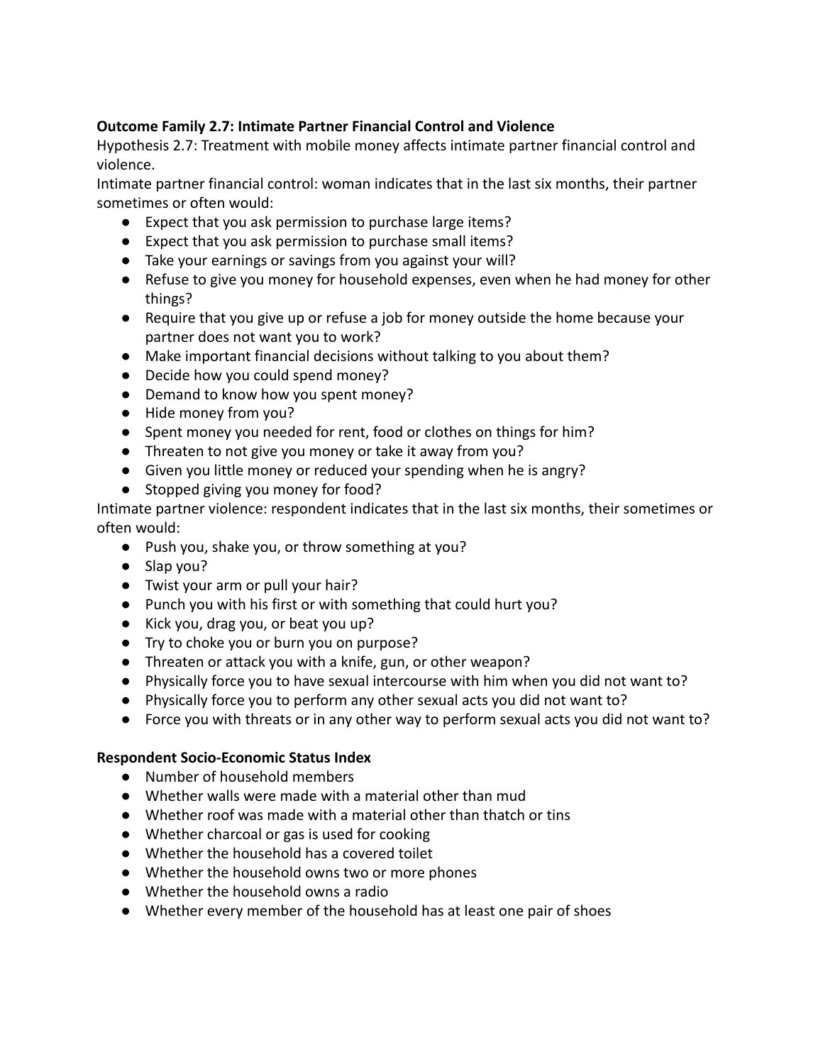**Outcome Family 2.7: Intimate Partner Financial Control and Violence**

Hypothesis 2.7: Treatment with mobile money affects intimate partner financial control and violence.

Intimate partner financial control: woman indicates that in the last six months, their partner sometimes or often would:

- Expect that you ask permission to purchase large items?
- Expect that you ask permission to purchase small items?
- Take your earnings or savings from you against your will?
- Refuse to give you money for household expenses, even when he had money for other things?
- Require that you give up or refuse a job for money outside the home because your partner does not want you to work?
- Make important financial decisions without talking to you about them?
- Decide how you could spend money?
- Demand to know how you spent money?
- Hide money from you?
- Spent money you needed for rent, food or clothes on things for him?
- Threaten to not give you money or take it away from you?
- Given you little money or reduced your spending when he is angry?
- Stopped giving you money for food?

Intimate partner violence: respondent indicates that in the last six months, their sometimes or often would:

- Push you, shake you, or throw something at you?
- Slap you?
- Twist your arm or pull your hair?
- Punch you with his first or with something that could hurt you?
- Kick you, drag you, or beat you up?
- Try to choke you or burn you on purpose?
- Threaten or attack you with a knife, gun, or other weapon?
- Physically force you to have sexual intercourse with him when you did not want to?
- Physically force you to perform any other sexual acts you did not want to?
- Force you with threats or in any other way to perform sexual acts you did not want to?

**Respondent Socio-Economic Status Index**

- Number of household members
- Whether walls were made with a material other than mud
- Whether roof was made with a material other than thatch or tins
- Whether charcoal or gas is used for cooking
- Whether the household has a covered toilet
- Whether the household owns two or more phones
- Whether the household owns a radio
- Whether every member of the household has at least one pair of shoes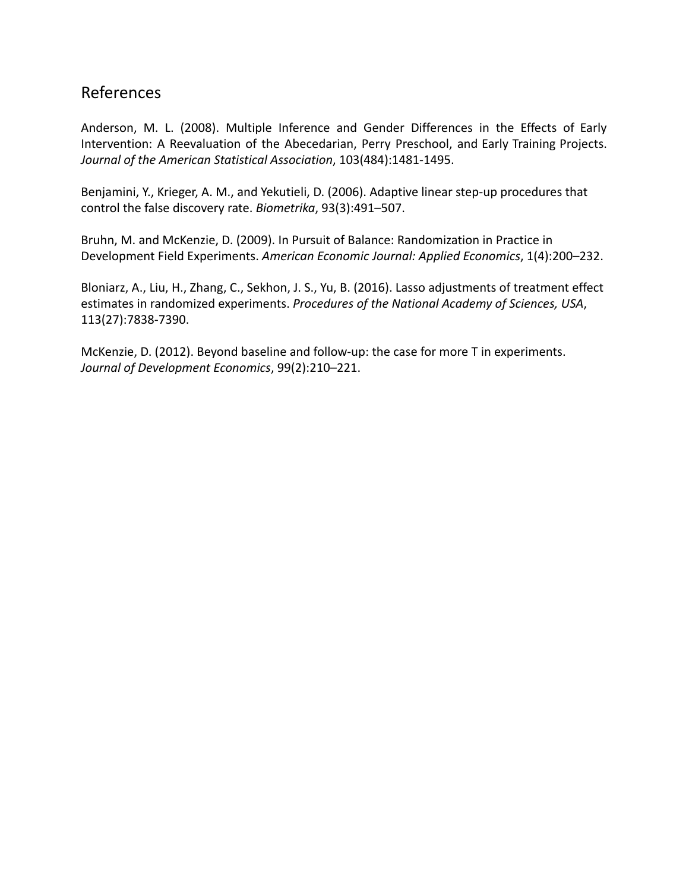## References

Anderson, M. L. (2008). Multiple Inference and Gender Differences in the Effects of Early Intervention: A Reevaluation of the Abecedarian, Perry Preschool, and Early Training Projects. *Journal of the American Statistical Association*, 103(484):1481-1495.

Benjamini, Y., Krieger, A. M., and Yekutieli, D. (2006). Adaptive linear step-up procedures that control the false discovery rate. *Biometrika*, 93(3):491–507.

Bruhn, M. and McKenzie, D. (2009). In Pursuit of Balance: Randomization in Practice in Development Field Experiments. *American Economic Journal: Applied Economics*, 1(4):200–232.

Bloniarz, A., Liu, H., Zhang, C., Sekhon, J. S., Yu, B. (2016). Lasso adjustments of treatment effect estimates in randomized experiments. *Procedures of the National Academy of Sciences, USA*, 113(27):7838-7390.

McKenzie, D. (2012). Beyond baseline and follow-up: the case for more T in experiments. *Journal of Development Economics*, 99(2):210–221.